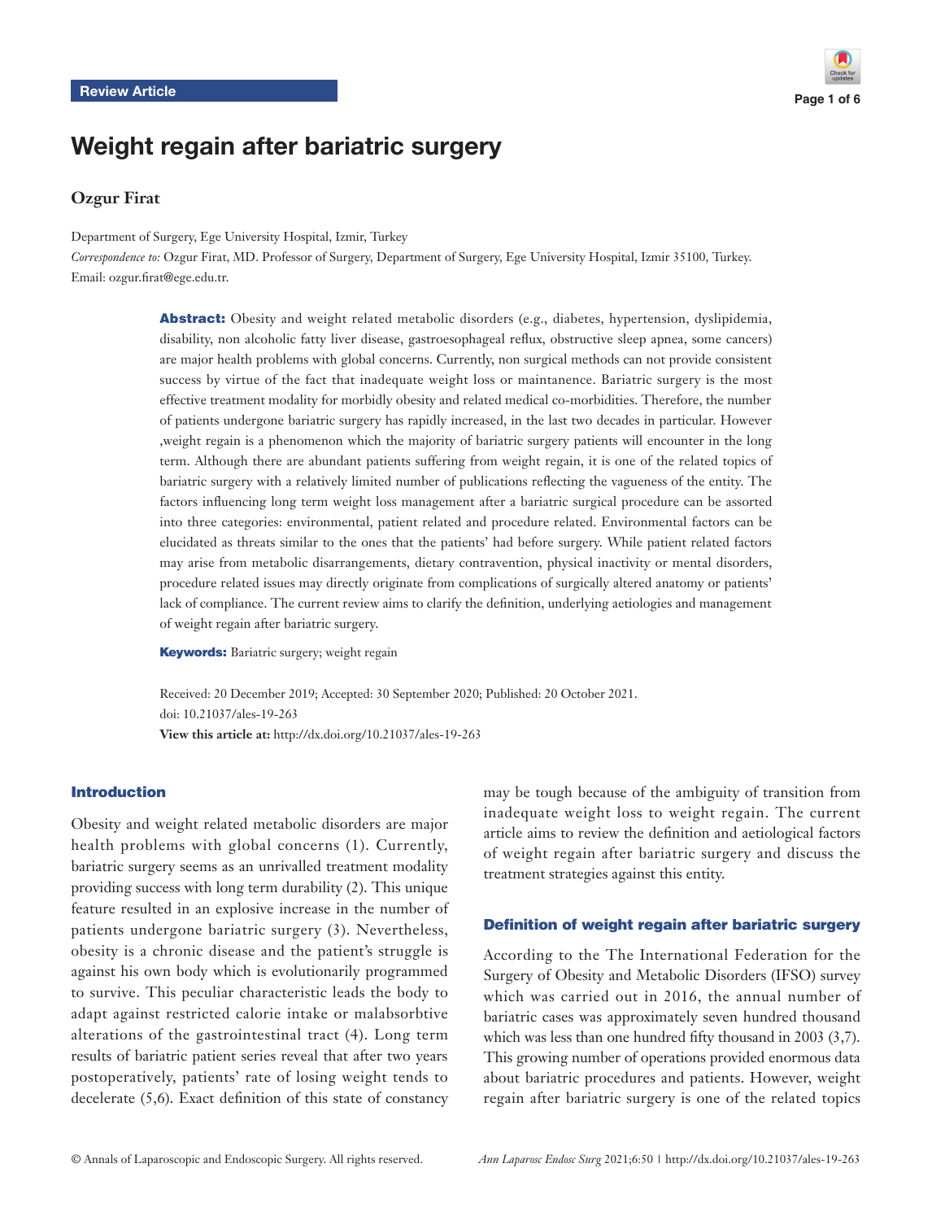Review Article

# Weight regain after bariatric surgery

**Ozgur Firat**

Department of Surgery, Ege University Hospital, Izmir, Turkey

*Correspondence to:* Ozgur Firat, MD. Professor of Surgery, Department of Surgery, Ege University Hospital, Izmir 35100, Turkey. Email: ozgur.firat@ege.edu.tr.

**Abstract:** Obesity and weight related metabolic disorders (e.g., diabetes, hypertension, dyslipidemia, disability, non alcoholic fatty liver disease, gastroesophageal reflux, obstructive sleep apnea, some cancers) are major health problems with global concerns. Currently, non surgical methods can not provide consistent success by virtue of the fact that inadequate weight loss or maintanence. Bariatric surgery is the most effective treatment modality for morbidly obesity and related medical co-morbidities. Therefore, the number of patients undergone bariatric surgery has rapidly increased, in the last two decades in particular. However ,weight regain is a phenomenon which the majority of bariatric surgery patients will encounter in the long term. Although there are abundant patients suffering from weight regain, it is one of the related topics of bariatric surgery with a relatively limited number of publications reflecting the vagueness of the entity. The factors influencing long term weight loss management after a bariatric surgical procedure can be assorted into three categories: environmental, patient related and procedure related. Environmental factors can be elucidated as threats similar to the ones that the patients' had before surgery. While patient related factors may arise from metabolic disarrangements, dietary contravention, physical inactivity or mental disorders, procedure related issues may directly originate from complications of surgically altered anatomy or patients' lack of compliance. The current review aims to clarify the definition, underlying aetiologies and management of weight regain after bariatric surgery.

**Keywords:** Bariatric surgery; weight regain

Received: 20 December 2019; Accepted: 30 September 2020; Published: 20 October 2021.
doi: 10.21037/ales-19-263
**View this article at:** http://dx.doi.org/10.21037/ales-19-263

## Introduction

Obesity and weight related metabolic disorders are major health problems with global concerns (1). Currently, bariatric surgery seems as an unrivalled treatment modality providing success with long term durability (2). This unique feature resulted in an explosive increase in the number of patients undergone bariatric surgery (3). Nevertheless, obesity is a chronic disease and the patient's struggle is against his own body which is evolutionarily programmed to survive. This peculiar characteristic leads the body to adapt against restricted calorie intake or malabsorbtive alterations of the gastrointestinal tract (4). Long term results of bariatric patient series reveal that after two years postoperatively, patients' rate of losing weight tends to decelerate (5,6). Exact definition of this state of constancy may be tough because of the ambiguity of transition from inadequate weight loss to weight regain. The current article aims to review the definition and aetiological factors of weight regain after bariatric surgery and discuss the treatment strategies against this entity.

## Definition of weight regain after bariatric surgery

According to the The International Federation for the Surgery of Obesity and Metabolic Disorders (IFSO) survey which was carried out in 2016, the annual number of bariatric cases was approximately seven hundred thousand which was less than one hundred fifty thousand in 2003 (3,7). This growing number of operations provided enormous data about bariatric procedures and patients. However, weight regain after bariatric surgery is one of the related topics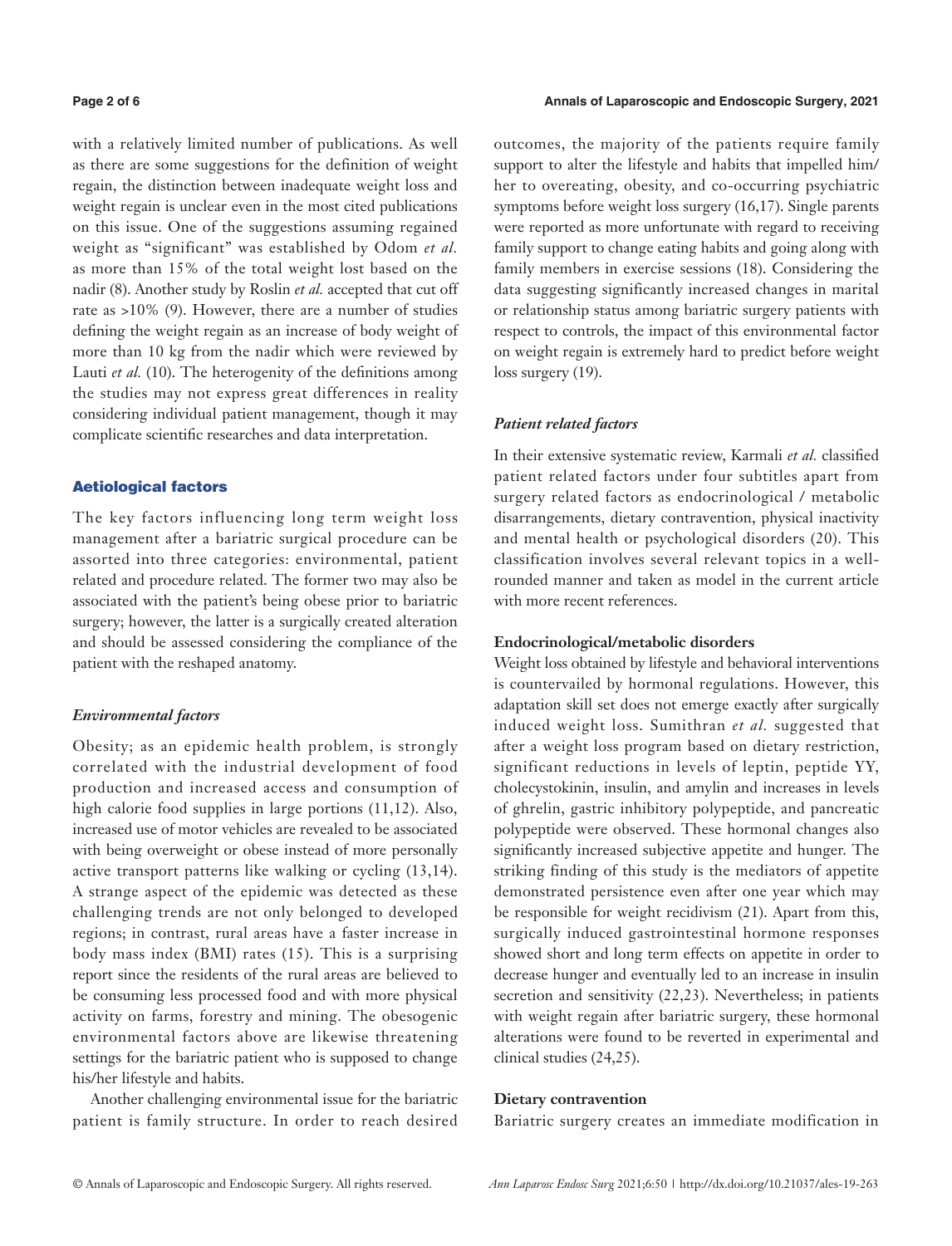with a relatively limited number of publications. As well as there are some suggestions for the definition of weight regain, the distinction between inadequate weight loss and weight regain is unclear even in the most cited publications on this issue. One of the suggestions assuming regained weight as "significant" was established by Odom *et al.* as more than 15% of the total weight lost based on the nadir (8). Another study by Roslin *et al.* accepted that cut off rate as >10% (9). However, there are a number of studies defining the weight regain as an increase of body weight of more than 10 kg from the nadir which were reviewed by Lauti *et al.* (10). The heterogenity of the definitions among the studies may not express great differences in reality considering individual patient management, though it may complicate scientific researches and data interpretation.

## Aetiological factors

The key factors influencing long term weight loss management after a bariatric surgical procedure can be assorted into three categories: environmental, patient related and procedure related. The former two may also be associated with the patient's being obese prior to bariatric surgery; however, the latter is a surgically created alteration and should be assessed considering the compliance of the patient with the reshaped anatomy.

### *Environmental factors*

Obesity; as an epidemic health problem, is strongly correlated with the industrial development of food production and increased access and consumption of high calorie food supplies in large portions (11,12). Also, increased use of motor vehicles are revealed to be associated with being overweight or obese instead of more personally active transport patterns like walking or cycling (13,14). A strange aspect of the epidemic was detected as these challenging trends are not only belonged to developed regions; in contrast, rural areas have a faster increase in body mass index (BMI) rates (15). This is a surprising report since the residents of the rural areas are believed to be consuming less processed food and with more physical activity on farms, forestry and mining. The obesogenic environmental factors above are likewise threatening settings for the bariatric patient who is supposed to change his/her lifestyle and habits.

Another challenging environmental issue for the bariatric patient is family structure. In order to reach desired outcomes, the majority of the patients require family support to alter the lifestyle and habits that impelled him/her to overeating, obesity, and co-occurring psychiatric symptoms before weight loss surgery (16,17). Single parents were reported as more unfortunate with regard to receiving family support to change eating habits and going along with family members in exercise sessions (18). Considering the data suggesting significantly increased changes in marital or relationship status among bariatric surgery patients with respect to controls, the impact of this environmental factor on weight regain is extremely hard to predict before weight loss surgery (19).

### *Patient related factors*

In their extensive systematic review, Karmali *et al.* classified patient related factors under four subtitles apart from surgery related factors as endocrinological / metabolic disarrangements, dietary contravention, physical inactivity and mental health or psychological disorders (20). This classification involves several relevant topics in a well-rounded manner and taken as model in the current article with more recent references.

#### **Endocrinological/metabolic disorders**

Weight loss obtained by lifestyle and behavioral interventions is countervailed by hormonal regulations. However, this adaptation skill set does not emerge exactly after surgically induced weight loss. Sumithran *et al.* suggested that after a weight loss program based on dietary restriction, significant reductions in levels of leptin, peptide YY, cholecystokinin, insulin, and amylin and increases in levels of ghrelin, gastric inhibitory polypeptide, and pancreatic polypeptide were observed. These hormonal changes also significantly increased subjective appetite and hunger. The striking finding of this study is the mediators of appetite demonstrated persistence even after one year which may be responsible for weight recidivism (21). Apart from this, surgically induced gastrointestinal hormone responses showed short and long term effects on appetite in order to decrease hunger and eventually led to an increase in insulin secretion and sensitivity (22,23). Nevertheless; in patients with weight regain after bariatric surgery, these hormonal alterations were found to be reverted in experimental and clinical studies (24,25).

#### **Dietary contravention**

Bariatric surgery creates an immediate modification in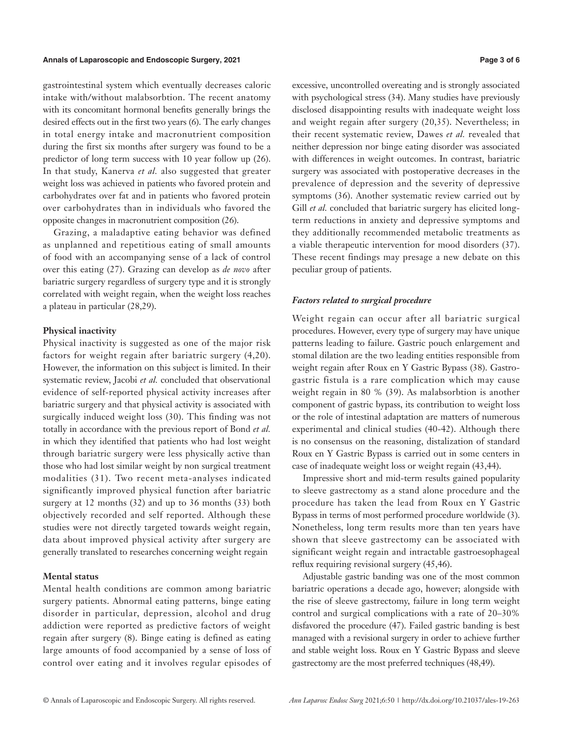gastrointestinal system which eventually decreases caloric intake with/without malabsorbtion. The recent anatomy with its concomitant hormonal benefits generally brings the desired effects out in the first two years (6). The early changes in total energy intake and macronutrient composition during the first six months after surgery was found to be a predictor of long term success with 10 year follow up (26). In that study, Kanerva *et al.* also suggested that greater weight loss was achieved in patients who favored protein and carbohydrates over fat and in patients who favored protein over carbohydrates than in individuals who favored the opposite changes in macronutrient composition (26).

Grazing, a maladaptive eating behavior was defined as unplanned and repetitious eating of small amounts of food with an accompanying sense of a lack of control over this eating (27). Grazing can develop as *de novo* after bariatric surgery regardless of surgery type and it is strongly correlated with weight regain, when the weight loss reaches a plateau in particular (28,29).

#### Physical inactivity

Physical inactivity is suggested as one of the major risk factors for weight regain after bariatric surgery (4,20). However, the information on this subject is limited. In their systematic review, Jacobi *et al.* concluded that observational evidence of self-reported physical activity increases after bariatric surgery and that physical activity is associated with surgically induced weight loss (30). This finding was not totally in accordance with the previous report of Bond *et al.* in which they identified that patients who had lost weight through bariatric surgery were less physically active than those who had lost similar weight by non surgical treatment modalities (31). Two recent meta-analyses indicated significantly improved physical function after bariatric surgery at 12 months (32) and up to 36 months (33) both objectively recorded and self reported. Although these studies were not directly targeted towards weight regain, data about improved physical activity after surgery are generally translated to researches concerning weight regain

#### Mental status

Mental health conditions are common among bariatric surgery patients. Abnormal eating patterns, binge eating disorder in particular, depression, alcohol and drug addiction were reported as predictive factors of weight regain after surgery (8). Binge eating is defined as eating large amounts of food accompanied by a sense of loss of control over eating and it involves regular episodes of excessive, uncontrolled overeating and is strongly associated with psychological stress (34). Many studies have previously disclosed disappointing results with inadequate weight loss and weight regain after surgery (20,35). Nevertheless; in their recent systematic review, Dawes *et al.* revealed that neither depression nor binge eating disorder was associated with differences in weight outcomes. In contrast, bariatric surgery was associated with postoperative decreases in the prevalence of depression and the severity of depressive symptoms (36). Another systematic review carried out by Gill *et al.* concluded that bariatric surgery has elicited long-term reductions in anxiety and depressive symptoms and they additionally recommended metabolic treatments as a viable therapeutic intervention for mood disorders (37). These recent findings may presage a new debate on this peculiar group of patients.

### *Factors related to surgical procedure*

Weight regain can occur after all bariatric surgical procedures. However, every type of surgery may have unique patterns leading to failure. Gastric pouch enlargement and stomal dilation are the two leading entities responsible from weight regain after Roux en Y Gastric Bypass (38). Gastro-gastric fistula is a rare complication which may cause weight regain in 80 % (39). As malabsorbtion is another component of gastric bypass, its contribution to weight loss or the role of intestinal adaptation are matters of numerous experimental and clinical studies (40-42). Although there is no consensus on the reasoning, distalization of standard Roux en Y Gastric Bypass is carried out in some centers in case of inadequate weight loss or weight regain (43,44).

Impressive short and mid-term results gained popularity to sleeve gastrectomy as a stand alone procedure and the procedure has taken the lead from Roux en Y Gastric Bypass in terms of most performed procedure worldwide (3). Nonetheless, long term results more than ten years have shown that sleeve gastrectomy can be associated with significant weight regain and intractable gastroesophageal reflux requiring revisional surgery (45,46).

Adjustable gastric banding was one of the most common bariatric operations a decade ago, however; alongside with the rise of sleeve gastrectomy, failure in long term weight control and surgical complications with a rate of 20–30% disfavored the procedure (47). Failed gastric banding is best managed with a revisional surgery in order to achieve further and stable weight loss. Roux en Y Gastric Bypass and sleeve gastrectomy are the most preferred techniques (48,49).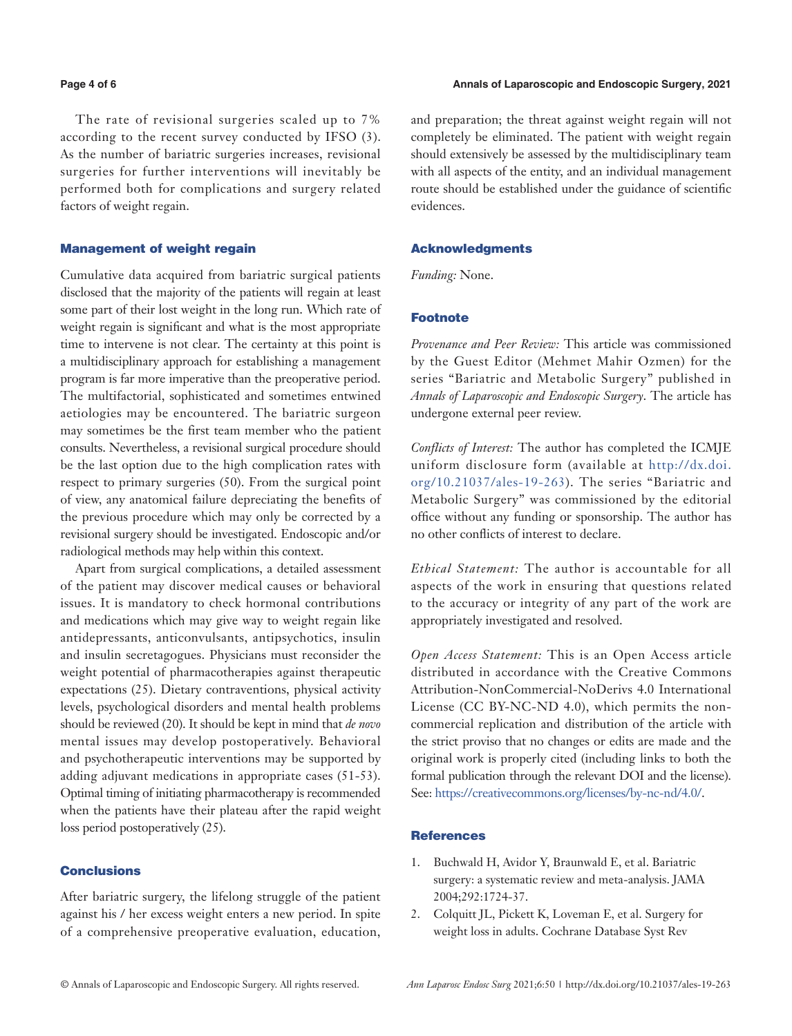The rate of revisional surgeries scaled up to 7% according to the recent survey conducted by IFSO (3). As the number of bariatric surgeries increases, revisional surgeries for further interventions will inevitably be performed both for complications and surgery related factors of weight regain.

## Management of weight regain

Cumulative data acquired from bariatric surgical patients disclosed that the majority of the patients will regain at least some part of their lost weight in the long run. Which rate of weight regain is significant and what is the most appropriate time to intervene is not clear. The certainty at this point is a multidisciplinary approach for establishing a management program is far more imperative than the preoperative period. The multifactorial, sophisticated and sometimes entwined aetiologies may be encountered. The bariatric surgeon may sometimes be the first team member who the patient consults. Nevertheless, a revisional surgical procedure should be the last option due to the high complication rates with respect to primary surgeries (50). From the surgical point of view, any anatomical failure depreciating the benefits of the previous procedure which may only be corrected by a revisional surgery should be investigated. Endoscopic and/or radiological methods may help within this context.

Apart from surgical complications, a detailed assessment of the patient may discover medical causes or behavioral issues. It is mandatory to check hormonal contributions and medications which may give way to weight regain like antidepressants, anticonvulsants, antipsychotics, insulin and insulin secretagogues. Physicians must reconsider the weight potential of pharmacotherapies against therapeutic expectations (25). Dietary contraventions, physical activity levels, psychological disorders and mental health problems should be reviewed (20). It should be kept in mind that *de novo* mental issues may develop postoperatively. Behavioral and psychotherapeutic interventions may be supported by adding adjuvant medications in appropriate cases (51-53). Optimal timing of initiating pharmacotherapy is recommended when the patients have their plateau after the rapid weight loss period postoperatively (25).

## Conclusions

After bariatric surgery, the lifelong struggle of the patient against his / her excess weight enters a new period. In spite of a comprehensive preoperative evaluation, education, and preparation; the threat against weight regain will not completely be eliminated. The patient with weight regain should extensively be assessed by the multidisciplinary team with all aspects of the entity, and an individual management route should be established under the guidance of scientific evidences.

## Acknowledgments

*Funding:* None.

## Footnote

*Provenance and Peer Review:* This article was commissioned by the Guest Editor (Mehmet Mahir Ozmen) for the series "Bariatric and Metabolic Surgery" published in *Annals of Laparoscopic and Endoscopic Surgery*. The article has undergone external peer review.

*Conflicts of Interest:* The author has completed the ICMJE uniform disclosure form (available at http://dx.doi.org/10.21037/ales-19-263). The series "Bariatric and Metabolic Surgery" was commissioned by the editorial office without any funding or sponsorship. The author has no other conflicts of interest to declare.

*Ethical Statement:* The author is accountable for all aspects of the work in ensuring that questions related to the accuracy or integrity of any part of the work are appropriately investigated and resolved.

*Open Access Statement:* This is an Open Access article distributed in accordance with the Creative Commons Attribution-NonCommercial-NoDerivs 4.0 International License (CC BY-NC-ND 4.0), which permits the non-commercial replication and distribution of the article with the strict proviso that no changes or edits are made and the original work is properly cited (including links to both the formal publication through the relevant DOI and the license). See: https://creativecommons.org/licenses/by-nc-nd/4.0/.

## References

1. Buchwald H, Avidor Y, Braunwald E, et al. Bariatric surgery: a systematic review and meta-analysis. JAMA 2004;292:1724-37.
2. Colquitt JL, Pickett K, Loveman E, et al. Surgery for weight loss in adults. Cochrane Database Syst Rev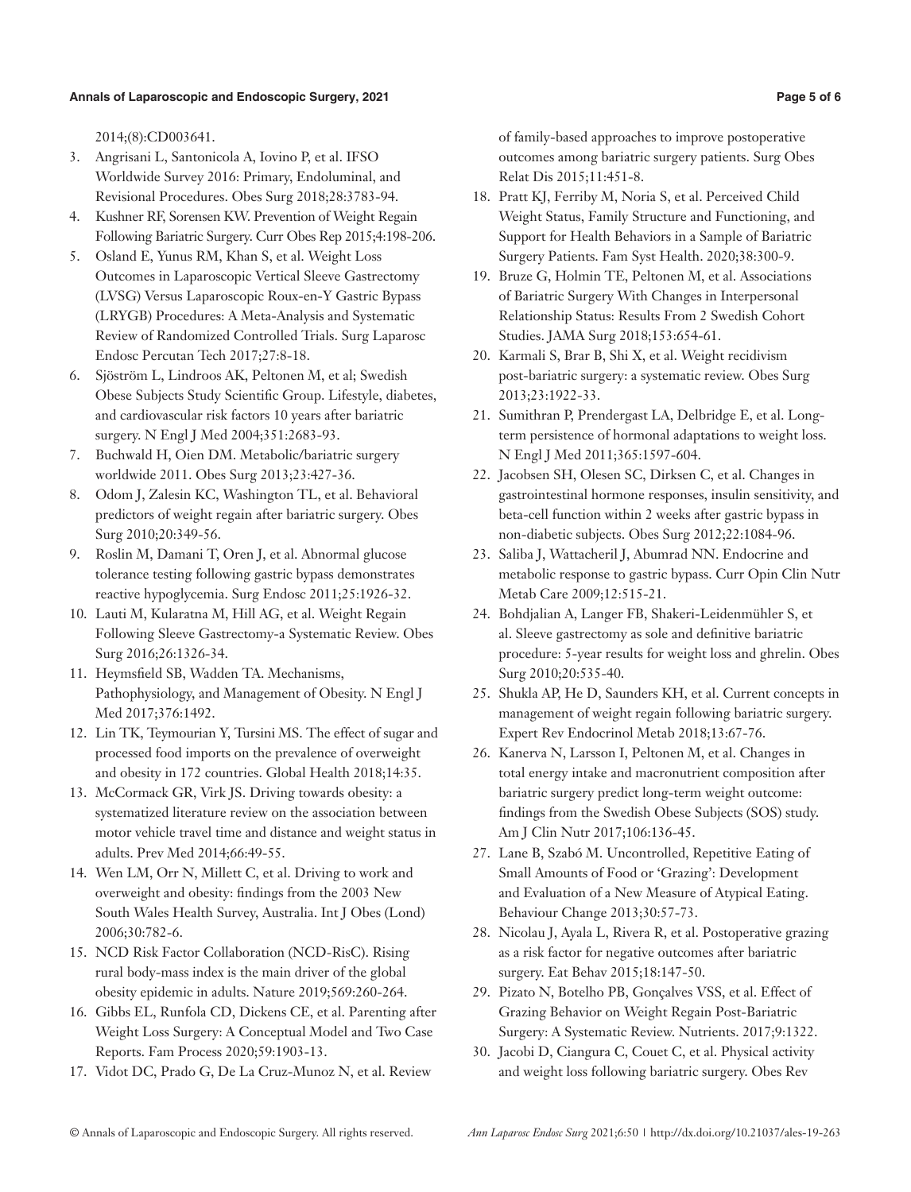2014;(8):CD003641.

3. Angrisani L, Santonicola A, Iovino P, et al. IFSO Worldwide Survey 2016: Primary, Endoluminal, and Revisional Procedures. Obes Surg 2018;28:3783-94.
4. Kushner RF, Sorensen KW. Prevention of Weight Regain Following Bariatric Surgery. Curr Obes Rep 2015;4:198-206.
5. Osland E, Yunus RM, Khan S, et al. Weight Loss Outcomes in Laparoscopic Vertical Sleeve Gastrectomy (LVSG) Versus Laparoscopic Roux-en-Y Gastric Bypass (LRYGB) Procedures: A Meta-Analysis and Systematic Review of Randomized Controlled Trials. Surg Laparosc Endosc Percutan Tech 2017;27:8-18.
6. Sjöström L, Lindroos AK, Peltonen M, et al; Swedish Obese Subjects Study Scientific Group. Lifestyle, diabetes, and cardiovascular risk factors 10 years after bariatric surgery. N Engl J Med 2004;351:2683-93.
7. Buchwald H, Oien DM. Metabolic/bariatric surgery worldwide 2011. Obes Surg 2013;23:427-36.
8. Odom J, Zalesin KC, Washington TL, et al. Behavioral predictors of weight regain after bariatric surgery. Obes Surg 2010;20:349-56.
9. Roslin M, Damani T, Oren J, et al. Abnormal glucose tolerance testing following gastric bypass demonstrates reactive hypoglycemia. Surg Endosc 2011;25:1926-32.
10. Lauti M, Kularatna M, Hill AG, et al. Weight Regain Following Sleeve Gastrectomy-a Systematic Review. Obes Surg 2016;26:1326-34.
11. Heymsfield SB, Wadden TA. Mechanisms, Pathophysiology, and Management of Obesity. N Engl J Med 2017;376:1492.
12. Lin TK, Teymourian Y, Tursini MS. The effect of sugar and processed food imports on the prevalence of overweight and obesity in 172 countries. Global Health 2018;14:35.
13. McCormack GR, Virk JS. Driving towards obesity: a systematized literature review on the association between motor vehicle travel time and distance and weight status in adults. Prev Med 2014;66:49-55.
14. Wen LM, Orr N, Millett C, et al. Driving to work and overweight and obesity: findings from the 2003 New South Wales Health Survey, Australia. Int J Obes (Lond) 2006;30:782-6.
15. NCD Risk Factor Collaboration (NCD-RisC). Rising rural body-mass index is the main driver of the global obesity epidemic in adults. Nature 2019;569:260-264.
16. Gibbs EL, Runfola CD, Dickens CE, et al. Parenting after Weight Loss Surgery: A Conceptual Model and Two Case Reports. Fam Process 2020;59:1903-13.
17. Vidot DC, Prado G, De La Cruz-Munoz N, et al. Review of family-based approaches to improve postoperative outcomes among bariatric surgery patients. Surg Obes Relat Dis 2015;11:451-8.
18. Pratt KJ, Ferriby M, Noria S, et al. Perceived Child Weight Status, Family Structure and Functioning, and Support for Health Behaviors in a Sample of Bariatric Surgery Patients. Fam Syst Health. 2020;38:300-9.
19. Bruze G, Holmin TE, Peltonen M, et al. Associations of Bariatric Surgery With Changes in Interpersonal Relationship Status: Results From 2 Swedish Cohort Studies. JAMA Surg 2018;153:654-61.
20. Karmali S, Brar B, Shi X, et al. Weight recidivism post-bariatric surgery: a systematic review. Obes Surg 2013;23:1922-33.
21. Sumithran P, Prendergast LA, Delbridge E, et al. Long-term persistence of hormonal adaptations to weight loss. N Engl J Med 2011;365:1597-604.
22. Jacobsen SH, Olesen SC, Dirksen C, et al. Changes in gastrointestinal hormone responses, insulin sensitivity, and beta-cell function within 2 weeks after gastric bypass in non-diabetic subjects. Obes Surg 2012;22:1084-96.
23. Saliba J, Wattacheril J, Abumrad NN. Endocrine and metabolic response to gastric bypass. Curr Opin Clin Nutr Metab Care 2009;12:515-21.
24. Bohdjalian A, Langer FB, Shakeri-Leidenmühler S, et al. Sleeve gastrectomy as sole and definitive bariatric procedure: 5-year results for weight loss and ghrelin. Obes Surg 2010;20:535-40.
25. Shukla AP, He D, Saunders KH, et al. Current concepts in management of weight regain following bariatric surgery. Expert Rev Endocrinol Metab 2018;13:67-76.
26. Kanerva N, Larsson I, Peltonen M, et al. Changes in total energy intake and macronutrient composition after bariatric surgery predict long-term weight outcome: findings from the Swedish Obese Subjects (SOS) study. Am J Clin Nutr 2017;106:136-45.
27. Lane B, Szabó M. Uncontrolled, Repetitive Eating of Small Amounts of Food or 'Grazing': Development and Evaluation of a New Measure of Atypical Eating. Behaviour Change 2013;30:57-73.
28. Nicolau J, Ayala L, Rivera R, et al. Postoperative grazing as a risk factor for negative outcomes after bariatric surgery. Eat Behav 2015;18:147-50.
29. Pizato N, Botelho PB, Gonçalves VSS, et al. Effect of Grazing Behavior on Weight Regain Post-Bariatric Surgery: A Systematic Review. Nutrients. 2017;9:1322.
30. Jacobi D, Ciangura C, Couet C, et al. Physical activity and weight loss following bariatric surgery. Obes Rev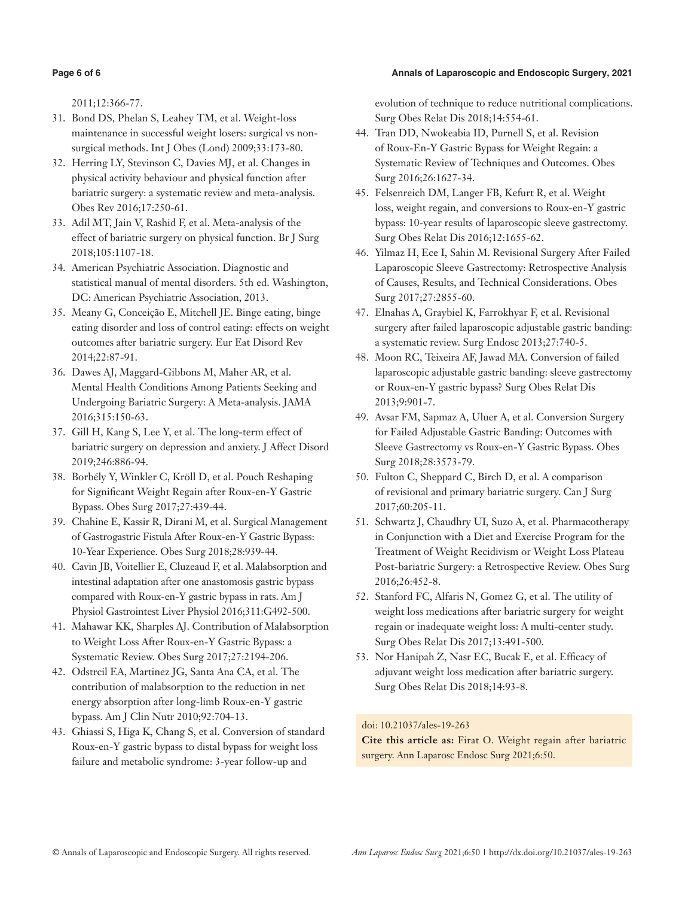2011;12:366-77.

31. Bond DS, Phelan S, Leahey TM, et al. Weight-loss maintenance in successful weight losers: surgical vs non-surgical methods. Int J Obes (Lond) 2009;33:173-80.
32. Herring LY, Stevinson C, Davies MJ, et al. Changes in physical activity behaviour and physical function after bariatric surgery: a systematic review and meta-analysis. Obes Rev 2016;17:250-61.
33. Adil MT, Jain V, Rashid F, et al. Meta-analysis of the effect of bariatric surgery on physical function. Br J Surg 2018;105:1107-18.
34. American Psychiatric Association. Diagnostic and statistical manual of mental disorders. 5th ed. Washington, DC: American Psychiatric Association, 2013.
35. Meany G, Conceição E, Mitchell JE. Binge eating, binge eating disorder and loss of control eating: effects on weight outcomes after bariatric surgery. Eur Eat Disord Rev 2014;22:87-91.
36. Dawes AJ, Maggard-Gibbons M, Maher AR, et al. Mental Health Conditions Among Patients Seeking and Undergoing Bariatric Surgery: A Meta-analysis. JAMA 2016;315:150-63.
37. Gill H, Kang S, Lee Y, et al. The long-term effect of bariatric surgery on depression and anxiety. J Affect Disord 2019;246:886-94.
38. Borbély Y, Winkler C, Kröll D, et al. Pouch Reshaping for Significant Weight Regain after Roux-en-Y Gastric Bypass. Obes Surg 2017;27:439-44.
39. Chahine E, Kassir R, Dirani M, et al. Surgical Management of Gastrogastric Fistula After Roux-en-Y Gastric Bypass: 10-Year Experience. Obes Surg 2018;28:939-44.
40. Cavin JB, Voitellier E, Cluzeaud F, et al. Malabsorption and intestinal adaptation after one anastomosis gastric bypass compared with Roux-en-Y gastric bypass in rats. Am J Physiol Gastrointest Liver Physiol 2016;311:G492-500.
41. Mahawar KK, Sharples AJ. Contribution of Malabsorption to Weight Loss After Roux-en-Y Gastric Bypass: a Systematic Review. Obes Surg 2017;27:2194-206.
42. Odstrcil EA, Martinez JG, Santa Ana CA, et al. The contribution of malabsorption to the reduction in net energy absorption after long-limb Roux-en-Y gastric bypass. Am J Clin Nutr 2010;92:704-13.
43. Ghiassi S, Higa K, Chang S, et al. Conversion of standard Roux-en-Y gastric bypass to distal bypass for weight loss failure and metabolic syndrome: 3-year follow-up and evolution of technique to reduce nutritional complications. Surg Obes Relat Dis 2018;14:554-61.
44. Tran DD, Nwokeabia ID, Purnell S, et al. Revision of Roux-En-Y Gastric Bypass for Weight Regain: a Systematic Review of Techniques and Outcomes. Obes Surg 2016;26:1627-34.
45. Felsenreich DM, Langer FB, Kefurt R, et al. Weight loss, weight regain, and conversions to Roux-en-Y gastric bypass: 10-year results of laparoscopic sleeve gastrectomy. Surg Obes Relat Dis 2016;12:1655-62.
46. Yilmaz H, Ece I, Sahin M. Revisional Surgery After Failed Laparoscopic Sleeve Gastrectomy: Retrospective Analysis of Causes, Results, and Technical Considerations. Obes Surg 2017;27:2855-60.
47. Elnahas A, Graybiel K, Farrokhyar F, et al. Revisional surgery after failed laparoscopic adjustable gastric banding: a systematic review. Surg Endosc 2013;27:740-5.
48. Moon RC, Teixeira AF, Jawad MA. Conversion of failed laparoscopic adjustable gastric banding: sleeve gastrectomy or Roux-en-Y gastric bypass? Surg Obes Relat Dis 2013;9:901-7.
49. Avsar FM, Sapmaz A, Uluer A, et al. Conversion Surgery for Failed Adjustable Gastric Banding: Outcomes with Sleeve Gastrectomy vs Roux-en-Y Gastric Bypass. Obes Surg 2018;28:3573-79.
50. Fulton C, Sheppard C, Birch D, et al. A comparison of revisional and primary bariatric surgery. Can J Surg 2017;60:205-11.
51. Schwartz J, Chaudhry UI, Suzo A, et al. Pharmacotherapy in Conjunction with a Diet and Exercise Program for the Treatment of Weight Recidivism or Weight Loss Plateau Post-bariatric Surgery: a Retrospective Review. Obes Surg 2016;26:452-8.
52. Stanford FC, Alfaris N, Gomez G, et al. The utility of weight loss medications after bariatric surgery for weight regain or inadequate weight loss: A multi-center study. Surg Obes Relat Dis 2017;13:491-500.
53. Nor Hanipah Z, Nasr EC, Bucak E, et al. Efficacy of adjuvant weight loss medication after bariatric surgery. Surg Obes Relat Dis 2018;14:93-8.

doi: 10.21037/ales-19-263

**Cite this article as:** Firat O. Weight regain after bariatric surgery. Ann Laparosc Endosc Surg 2021;6:50.